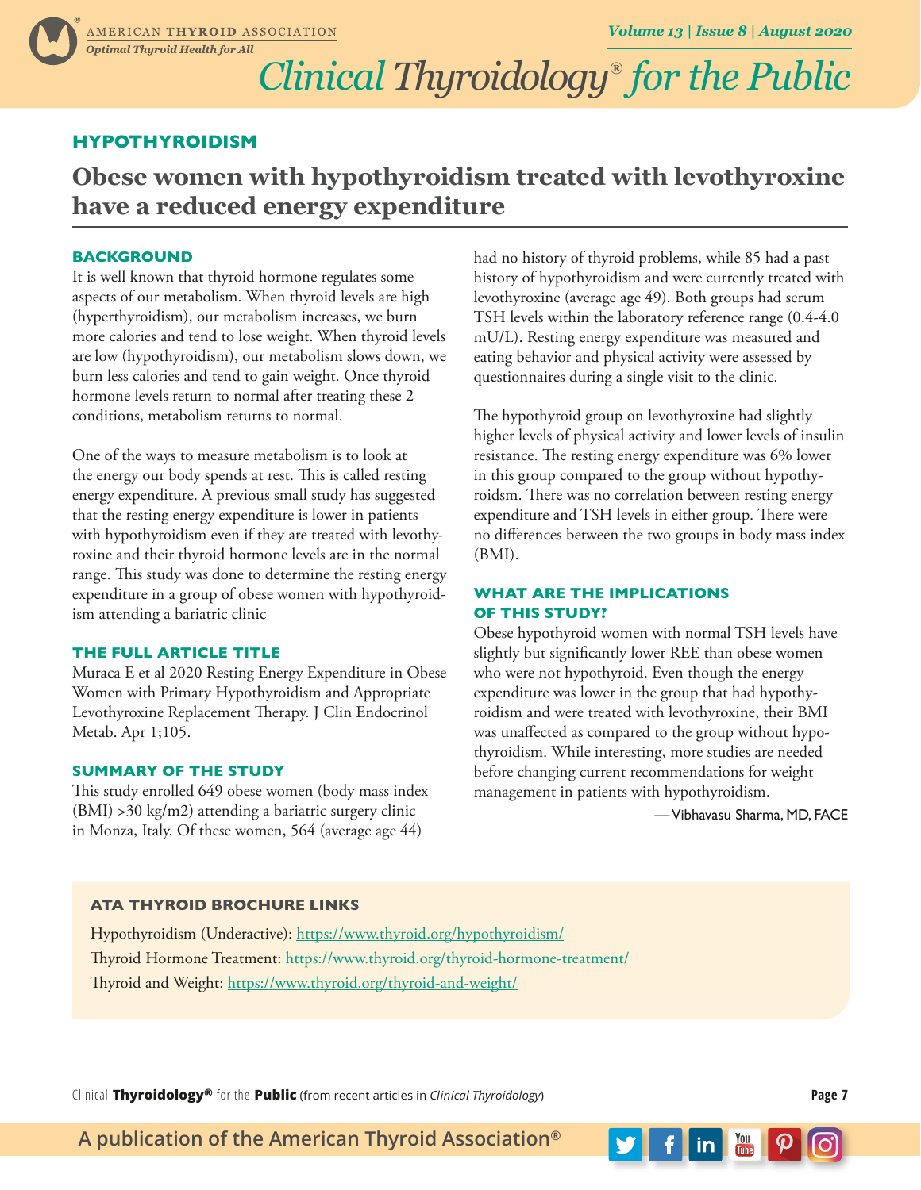## HYPOTHYROIDISM

# Obese women with hypothyroidism treated with levothyroxine have a reduced energy expenditure

### BACKGROUND

It is well known that thyroid hormone regulates some aspects of our metabolism. When thyroid levels are high (hyperthyroidism), our metabolism increases, we burn more calories and tend to lose weight. When thyroid levels are low (hypothyroidism), our metabolism slows down, we burn less calories and tend to gain weight. Once thyroid hormone levels return to normal after treating these 2 conditions, metabolism returns to normal.

One of the ways to measure metabolism is to look at the energy our body spends at rest. This is called resting energy expenditure. A previous small study has suggested that the resting energy expenditure is lower in patients with hypothyroidism even if they are treated with levothyroxine and their thyroid hormone levels are in the normal range. This study was done to determine the resting energy expenditure in a group of obese women with hypothyroidism attending a bariatric clinic

### THE FULL ARTICLE TITLE

Muraca E et al 2020 Resting Energy Expenditure in Obese Women with Primary Hypothyroidism and Appropriate Levothyroxine Replacement Therapy. J Clin Endocrinol Metab. Apr 1;105.

### SUMMARY OF THE STUDY

This study enrolled 649 obese women (body mass index (BMI) >30 kg/m2) attending a bariatric surgery clinic in Monza, Italy. Of these women, 564 (average age 44) had no history of thyroid problems, while 85 had a past history of hypothyroidism and were currently treated with levothyroxine (average age 49). Both groups had serum TSH levels within the laboratory reference range (0.4-4.0 mU/L). Resting energy expenditure was measured and eating behavior and physical activity were assessed by questionnaires during a single visit to the clinic.

The hypothyroid group on levothyroxine had slightly higher levels of physical activity and lower levels of insulin resistance. The resting energy expenditure was 6% lower in this group compared to the group without hypothyroidsm. There was no correlation between resting energy expenditure and TSH levels in either group. There were no differences between the two groups in body mass index (BMI).

### WHAT ARE THE IMPLICATIONS OF THIS STUDY?

Obese hypothyroid women with normal TSH levels have slightly but significantly lower REE than obese women who were not hypothyroid. Even though the energy expenditure was lower in the group that had hypothyroidism and were treated with levothyroxine, their BMI was unaffected as compared to the group without hypothyroidism. While interesting, more studies are needed before changing current recommendations for weight management in patients with hypothyroidism.

— Vibhavasu Sharma, MD, FACE

### ATA THYROID BROCHURE LINKS

Hypothyroidism (Underactive): https://www.thyroid.org/hypothyroidism/

Thyroid Hormone Treatment: https://www.thyroid.org/thyroid-hormone-treatment/

Thyroid and Weight: https://www.thyroid.org/thyroid-and-weight/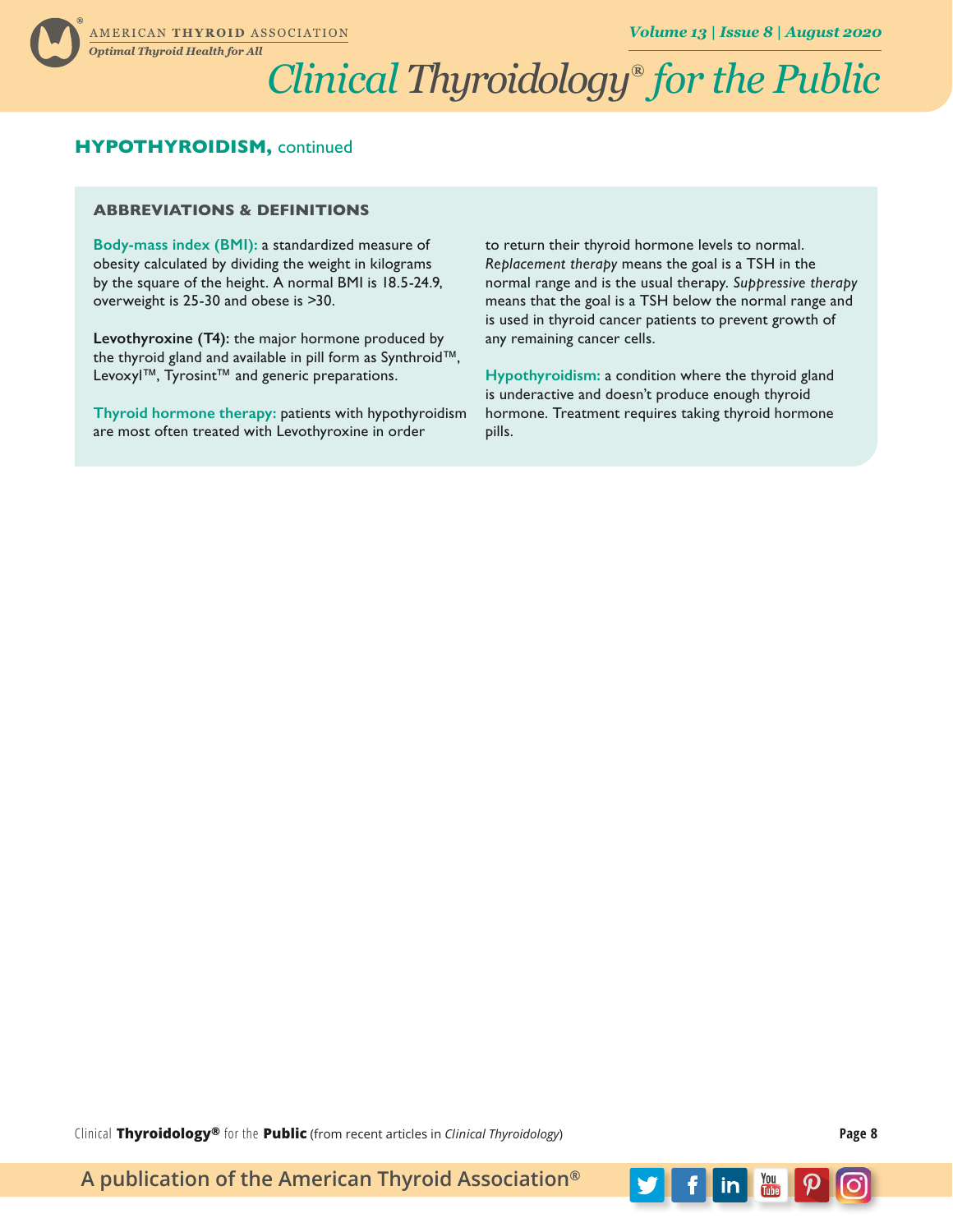## HYPOTHYROIDISM, continued

### ABBREVIATIONS & DEFINITIONS

**Body-mass index (BMI):** a standardized measure of obesity calculated by dividing the weight in kilograms by the square of the height. A normal BMI is 18.5-24.9, overweight is 25-30 and obese is >30.

**Levothyroxine (T4):** the major hormone produced by the thyroid gland and available in pill form as Synthroid™, Levoxyl™, Tyrosint™ and generic preparations.

**Thyroid hormone therapy:** patients with hypothyroidism are most often treated with Levothyroxine in order to return their thyroid hormone levels to normal. *Replacement therapy* means the goal is a TSH in the normal range and is the usual therapy. *Suppressive therapy* means that the goal is a TSH below the normal range and is used in thyroid cancer patients to prevent growth of any remaining cancer cells.

**Hypothyroidism:** a condition where the thyroid gland is underactive and doesn't produce enough thyroid hormone. Treatment requires taking thyroid hormone pills.